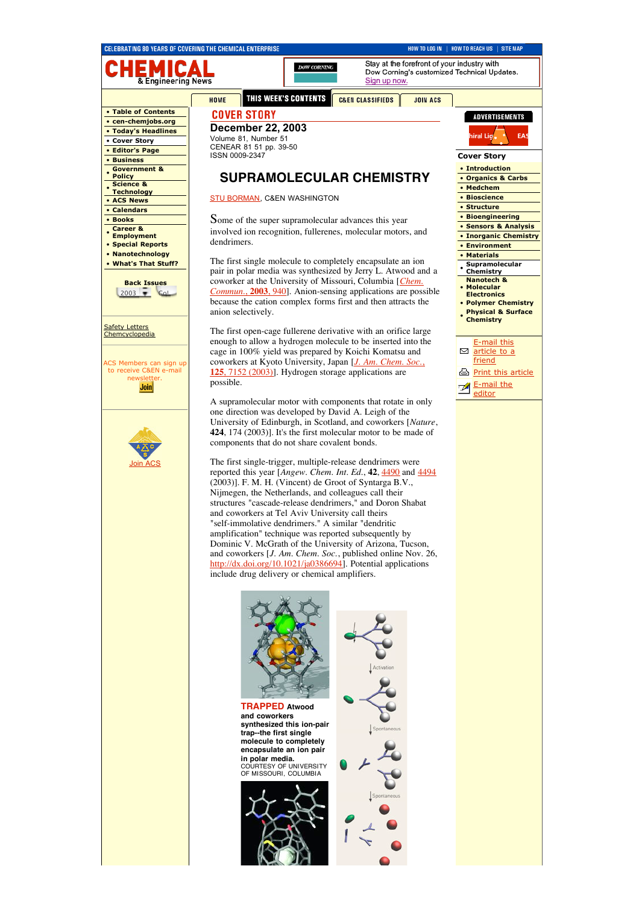# COVER STORY

**December 22, 2003**
Volume 81, Number 51
CENEAR 81 51 pp. 39-50
ISSN 0009-2347

## SUPRAMOLECULAR CHEMISTRY

STU BORMAN, C&EN WASHINGTON

Some of the super supramolecular advances this year involved ion recognition, fullerenes, molecular motors, and dendrimers.

The first single molecule to completely encapsulate an ion pair in polar media was synthesized by Jerry L. Atwood and a coworker at the University of Missouri, Columbia [*Chem. Commun.*, **2003**, 940]. Anion-sensing applications are possible because the cation complex forms first and then attracts the anion selectively.

The first open-cage fullerene derivative with an orifice large enough to allow a hydrogen molecule to be inserted into the cage in 100% yield was prepared by Koichi Komatsu and coworkers at Kyoto University, Japan [*J. Am. Chem. Soc.*, **125**, 7152 (2003)]. Hydrogen storage applications are possible.

A supramolecular motor with components that rotate in only one direction was developed by David A. Leigh of the University of Edinburgh, in Scotland, and coworkers [*Nature*, **424**, 174 (2003)]. It's the first molecular motor to be made of components that do not share covalent bonds.

The first single-trigger, multiple-release dendrimers were reported this year [*Angew. Chem. Int. Ed.*, **42**, 4490 and 4494 (2003)]. F. M. H. (Vincent) de Groot of Syntarga B.V., Nijmegen, the Netherlands, and colleagues call their structures "cascade-release dendrimers," and Doron Shabat and coworkers at Tel Aviv University call theirs "self-immolative dendrimers." A similar "dendritic amplification" technique was reported subsequently by Dominic V. McGrath of the University of Arizona, Tucson, and coworkers [*J. Am. Chem. Soc.*, published online Nov. 26, http://dx.doi.org/10.1021/ja0386694]. Potential applications include drug delivery or chemical amplifiers.

**TRAPPED Atwood and coworkers synthesized this ion-pair trap--the first single molecule to completely encapsulate an ion pair in polar media.**
COURTESY OF UNIVERSITY OF MISSOURI, COLUMBIA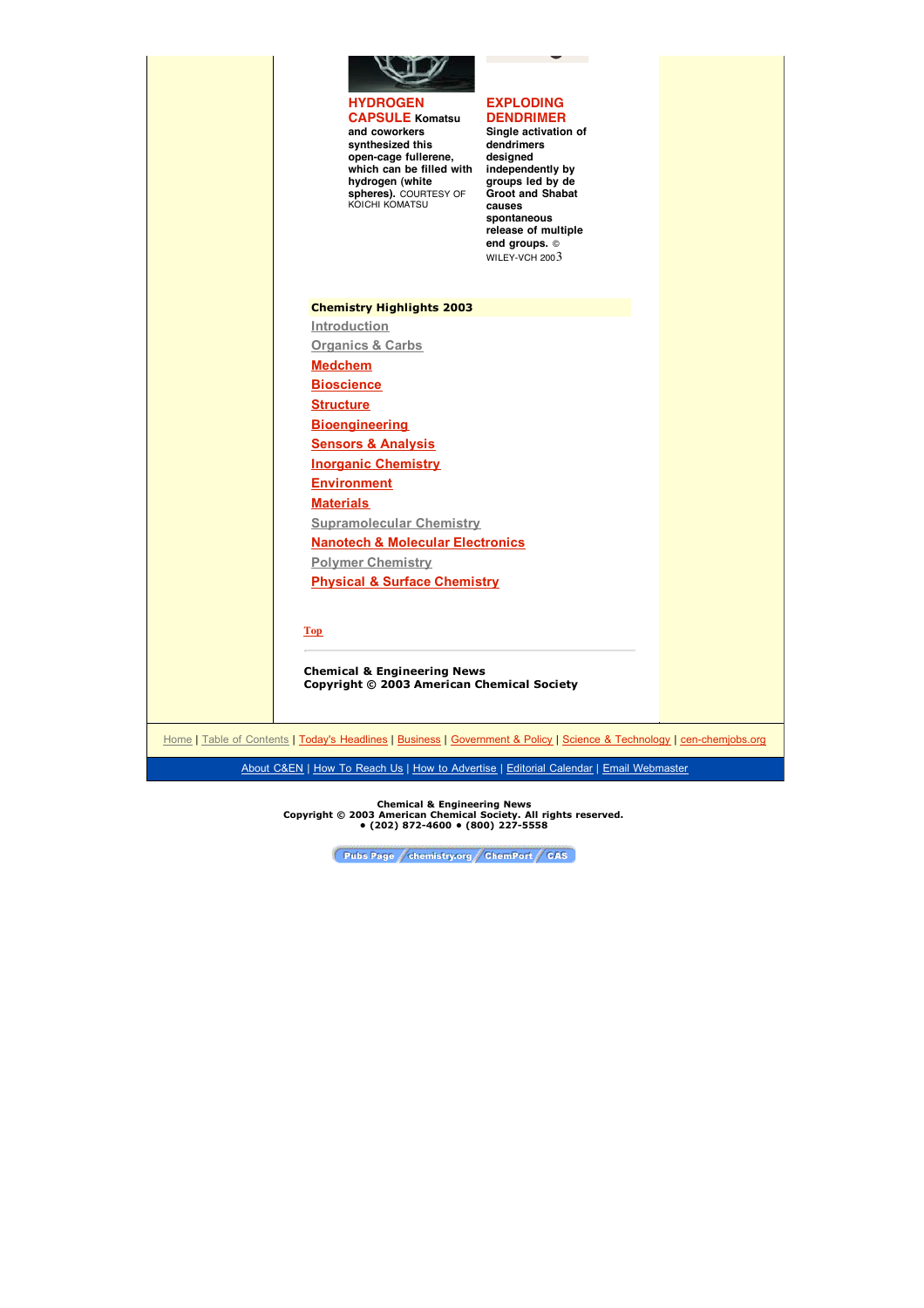**HYDROGEN CAPSULE** **Komatsu and coworkers synthesized this open-cage fullerene, which can be filled with hydrogen (white spheres).** COURTESY OF KOICHI KOMATSU

**EXPLODING DENDRIMER** **Single activation of dendrimers designed independently by groups led by de Groot and Shabat causes spontaneous release of multiple end groups.** © WILEY-VCH 2003

**Chemistry Highlights 2003**

- Introduction
- Organics & Carbs
- Medchem
- Bioscience
- Structure
- Bioengineering
- Sensors & Analysis
- Inorganic Chemistry
- Environment
- Materials
- Supramolecular Chemistry
- Nanotech & Molecular Electronics
- Polymer Chemistry
- Physical & Surface Chemistry

Top

---

**Chemical & Engineering News**
**Copyright © 2003 American Chemical Society**

Home | Table of Contents | Today's Headlines | Business | Government & Policy | Science & Technology | cen-chemjobs.org

About C&EN | How To Reach Us | How to Advertise | Editorial Calendar | Email Webmaster

**Chemical & Engineering News**
**Copyright © 2003 American Chemical Society. All rights reserved.**
**• (202) 872-4600 • (800) 227-5558**

Pubs Page / chemistry.org / ChemPort / CAS